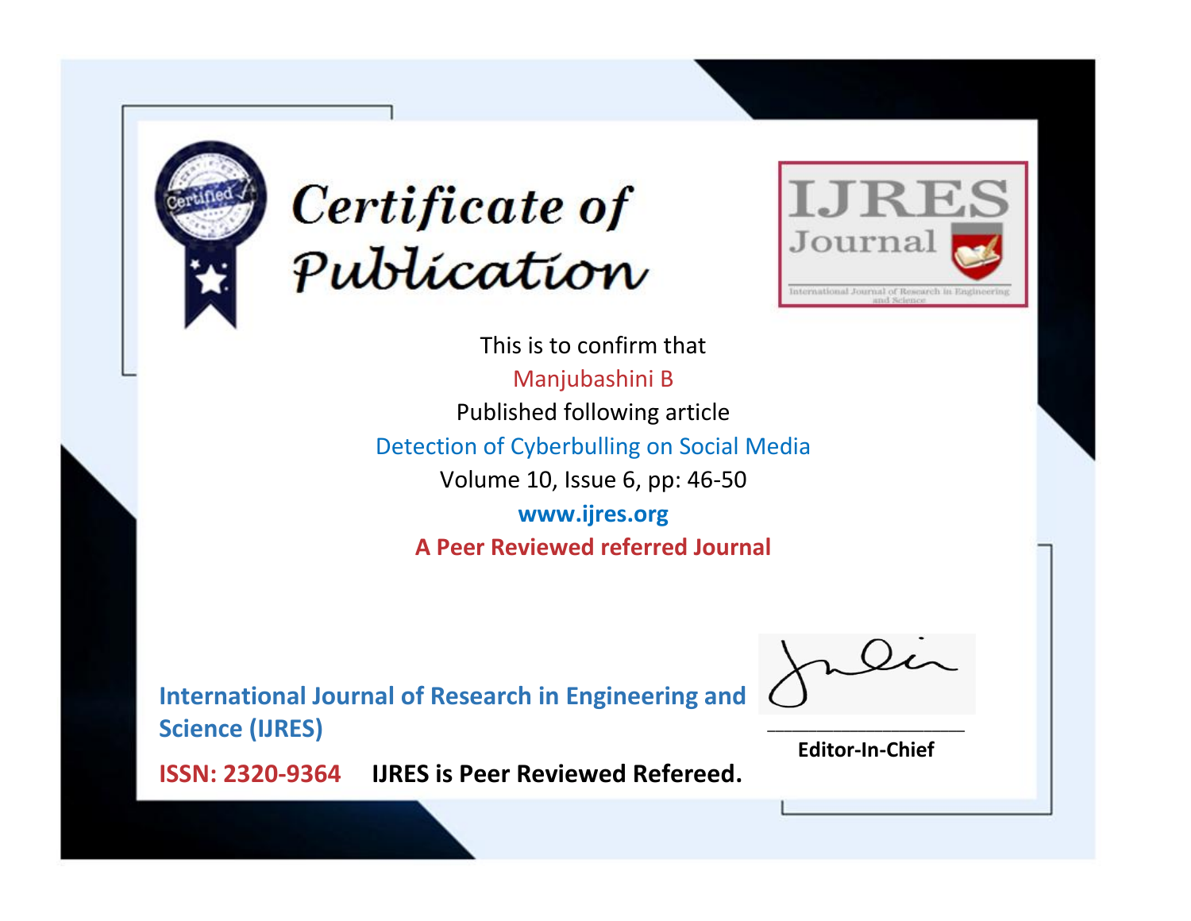# Certificate of Publication

IJRES Journal

International Journal of Research in Engineering and Science

This is to confirm that

Manjubashini B

Published following article

Detection of Cyberbulling on Social Media

Volume 10, Issue 6, pp: 46-50

**www.ijres.org**

**A Peer Reviewed referred Journal**

**International Journal of Research in Engineering and Science (IJRES)**

**ISSN: 2320-9364** **IJRES is Peer Reviewed Refereed.**

**Editor-In-Chief**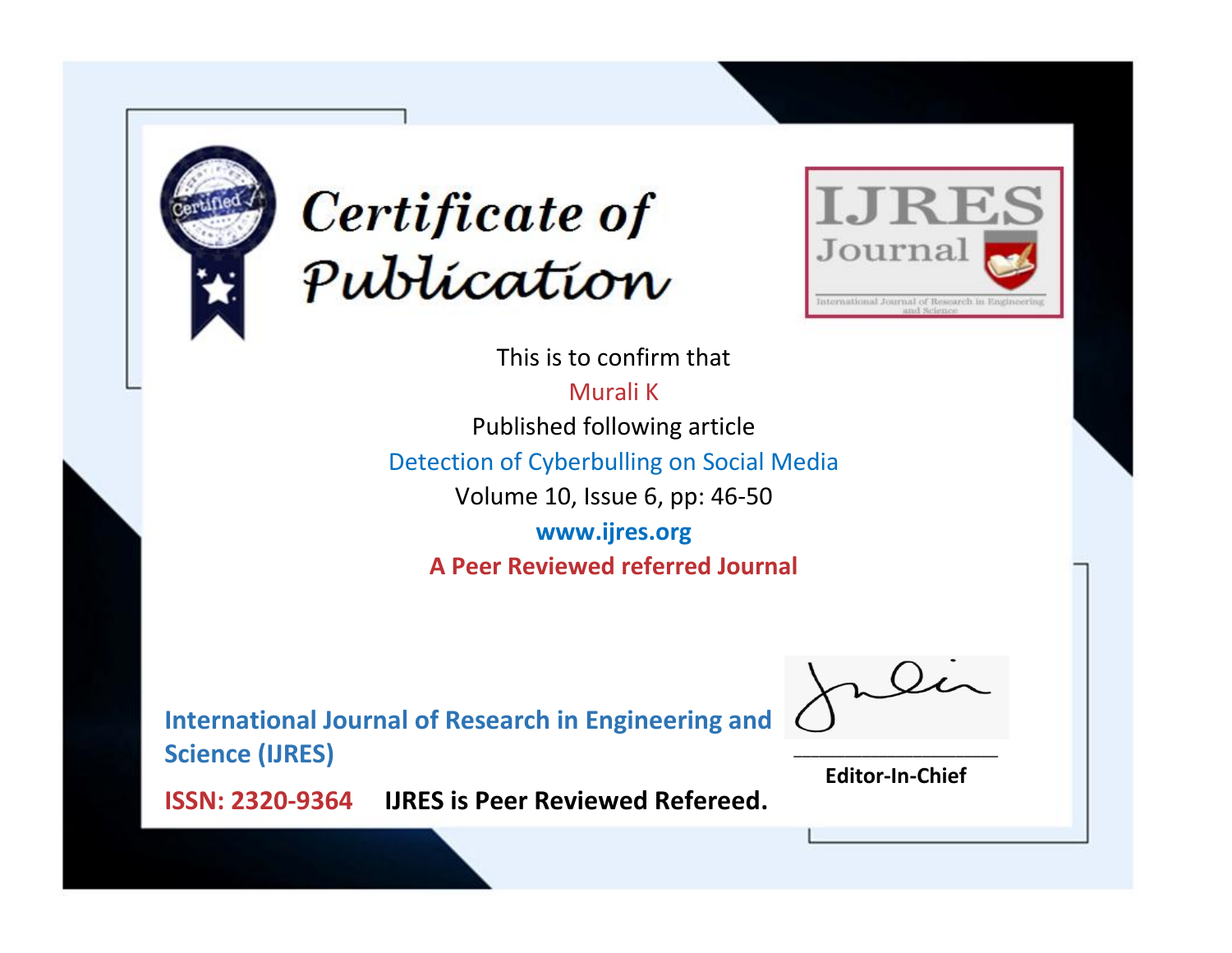# Certificate of Publication

IJRES Journal

International Journal of Research in Engineering and Science

This is to confirm that

Murali K

Published following article

Detection of Cyberbulling on Social Media

Volume 10, Issue 6, pp: 46-50

**www.ijres.org**

**A Peer Reviewed referred Journal**

**International Journal of Research in Engineering and Science (IJRES)**

**ISSN: 2320-9364** **IJRES is Peer Reviewed Refereed.**

**Editor-In-Chief**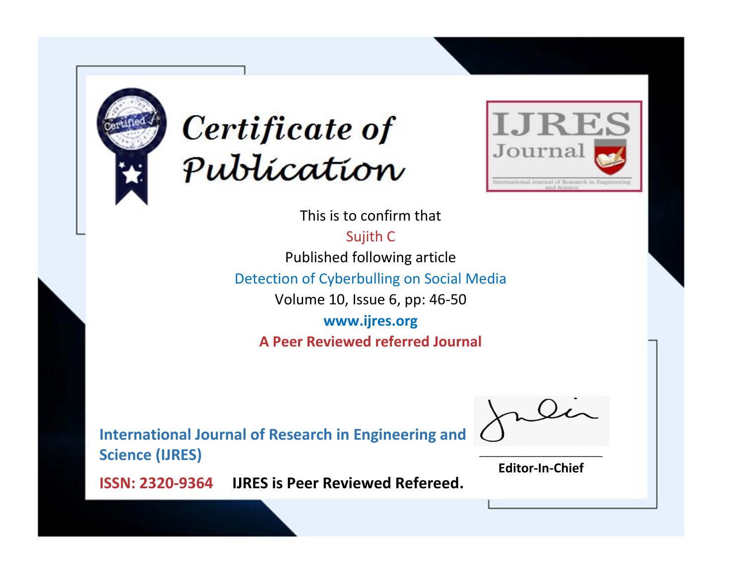# Certificate of Publication

**IJRES Journal**

International Journal of Research in Engineering and Science

This is to confirm that

Sujith C

Published following article

Detection of Cyberbulling on Social Media

Volume 10, Issue 6, pp: 46-50

**www.ijres.org**

**A Peer Reviewed referred Journal**

**International Journal of Research in Engineering and Science (IJRES)**

**ISSN: 2320-9364** **IJRES is Peer Reviewed Refereed.**

**Editor-In-Chief**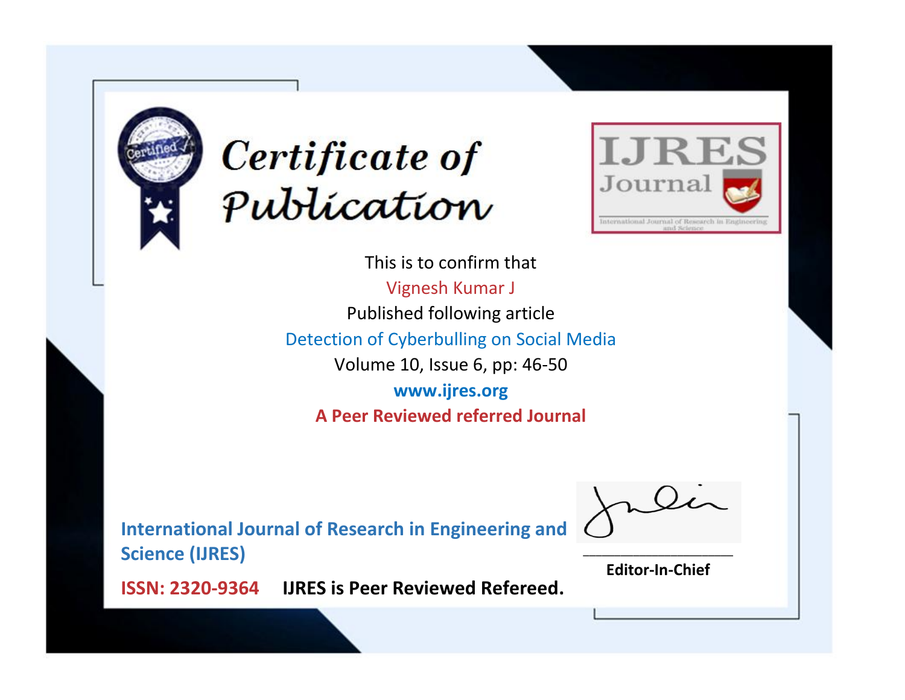# Certificate of Publication

IJRES Journal

International Journal of Research in Engineering and Science

This is to confirm that

Vignesh Kumar J

Published following article

Detection of Cyberbulling on Social Media

Volume 10, Issue 6, pp: 46-50

**www.ijres.org**

**A Peer Reviewed referred Journal**

**International Journal of Research in Engineering and Science (IJRES)**

**ISSN: 2320-9364** **IJRES is Peer Reviewed Refereed.**

**Editor-In-Chief**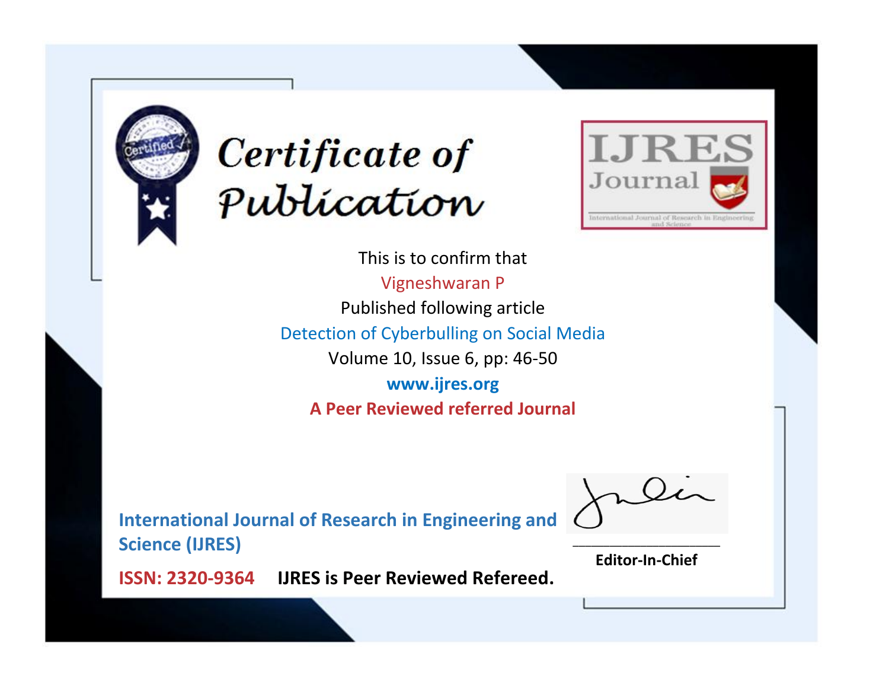# Certificate of Publication

IJRES Journal

International Journal of Research in Engineering and Science

This is to confirm that

Vigneshwaran P

Published following article

Detection of Cyberbulling on Social Media

Volume 10, Issue 6, pp: 46-50

**www.ijres.org**

**A Peer Reviewed referred Journal**

**International Journal of Research in Engineering and Science (IJRES)**

**ISSN: 2320-9364** **IJRES is Peer Reviewed Refereed.**

**Editor-In-Chief**